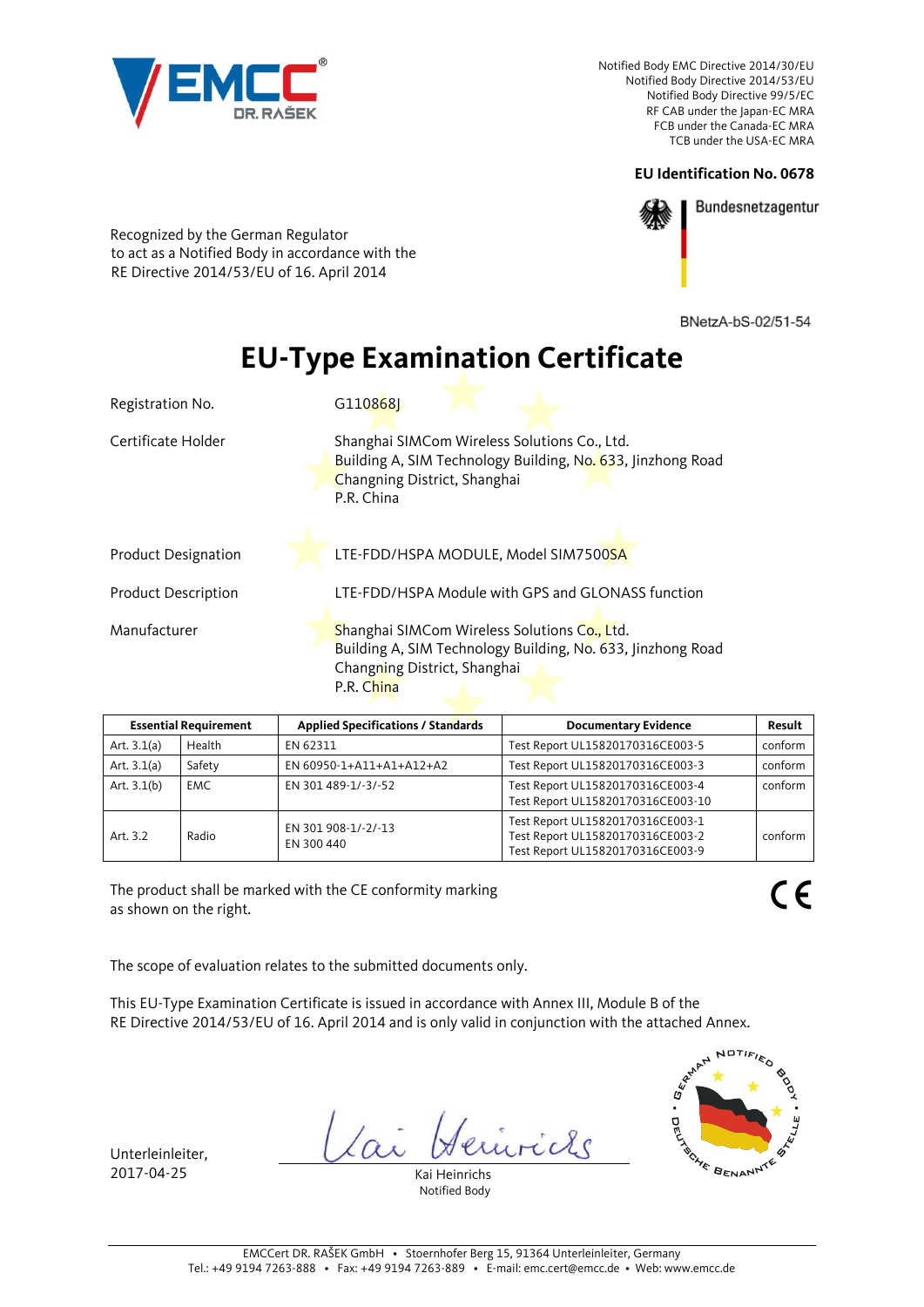Notified Body EMC Directive 2014/30/EU
Notified Body Directive 2014/53/EU
Notified Body Directive 99/5/EC
RF CAB under the Japan-EC MRA
FCB under the Canada-EC MRA
TCB under the USA-EC MRA

**EU Identification No. 0678**

Bundesnetzagentur

Recognized by the German Regulator
to act as a Notified Body in accordance with the
RE Directive 2014/53/EU of 16. April 2014

BNetzA-bS-02/51-54

# EU-Type Examination Certificate

Registration No. G110868J

Certificate Holder
Shanghai SIMCom Wireless Solutions Co., Ltd.
Building A, SIM Technology Building, No. 633, Jinzhong Road
Changning District, Shanghai
P.R. China

Product Designation LTE-FDD/HSPA MODULE, Model SIM7500SA

Product Description LTE-FDD/HSPA Module with GPS and GLONASS function

Manufacturer
Shanghai SIMCom Wireless Solutions Co., Ltd.
Building A, SIM Technology Building, No. 633, Jinzhong Road
Changning District, Shanghai
P.R. China

| Essential Requirement | | Applied Specifications / Standards | Documentary Evidence | Result |
|---|---|---|---|---|
| Art. 3.1(a) | Health | EN 62311 | Test Report UL15820170316CE003-5 | conform |
| Art. 3.1(a) | Safety | EN 60950-1+A11+A1+A12+A2 | Test Report UL15820170316CE003-3 | conform |
| Art. 3.1(b) | EMC | EN 301 489-1/-3/-52 | Test Report UL15820170316CE003-4<br>Test Report UL15820170316CE003-10 | conform |
| Art. 3.2 | Radio | EN 301 908-1/-2/-13<br>EN 300 440 | Test Report UL15820170316CE003-1<br>Test Report UL15820170316CE003-2<br>Test Report UL15820170316CE003-9 | conform |

The product shall be marked with the CE conformity marking
as shown on the right.

CE

The scope of evaluation relates to the submitted documents only.

This EU-Type Examination Certificate is issued in accordance with Annex III, Module B of the
RE Directive 2014/53/EU of 16. April 2014 and is only valid in conjunction with the attached Annex.

Unterleinleiter,
2017-04-25

Kai Heinrichs
Notified Body

GERMAN NOTIFIED BODY • DEUTSCHE BENANNTE STELLE •

EMCCert DR. RAŠEK GmbH • Stoernhofer Berg 15, 91364 Unterleinleiter, Germany
Tel.: +49 9194 7263-888 • Fax: +49 9194 7263-889 • E-mail: emc.cert@emcc.de • Web: www.emcc.de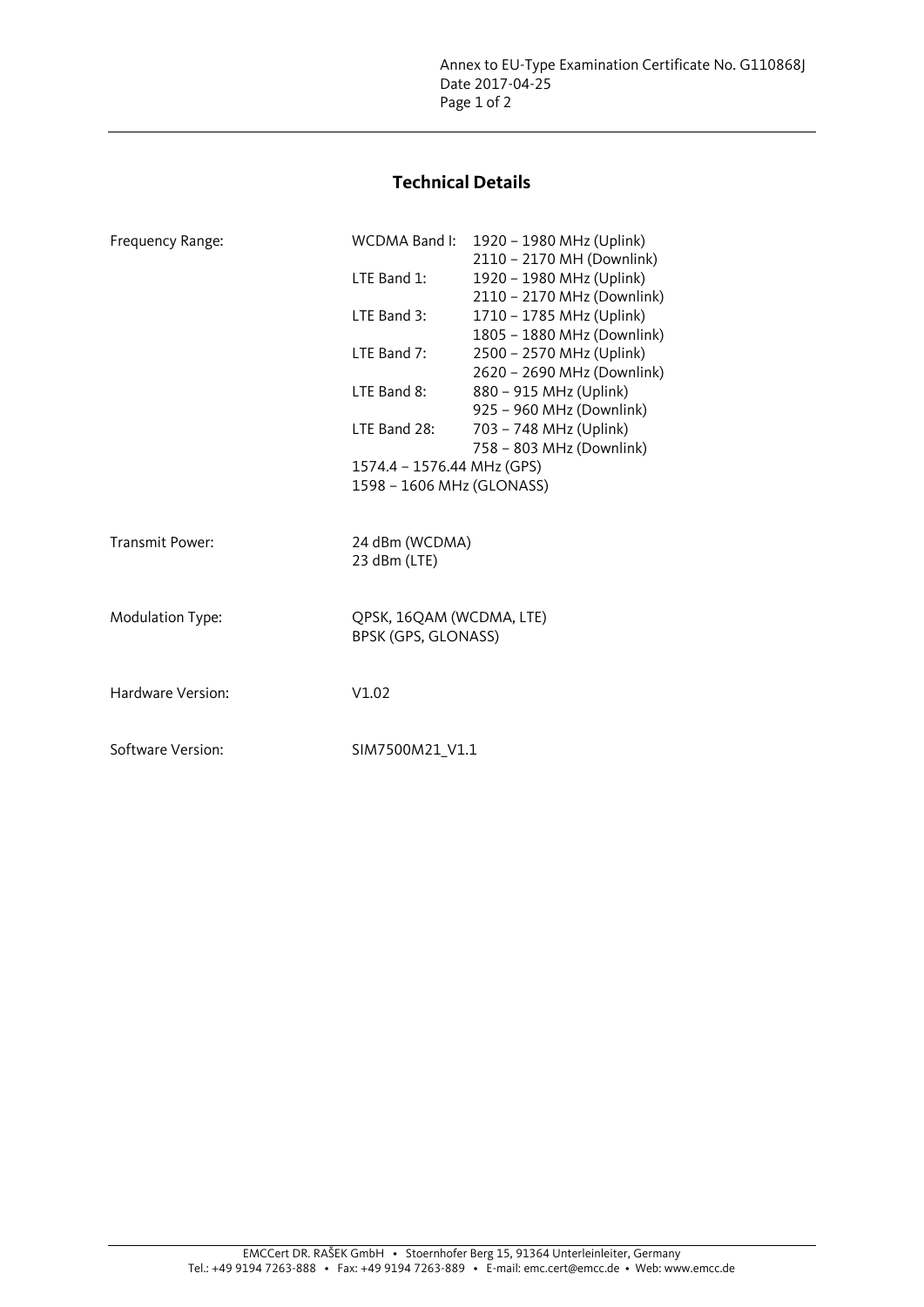Annex to EU-Type Examination Certificate No. G110868J
Date 2017-04-25

## Technical Details

| | | |
|---|---|---|
| Frequency Range: | WCDMA Band I: | 1920 – 1980 MHz (Uplink) |
| | | 2110 – 2170 MH (Downlink) |
| | LTE Band 1: | 1920 – 1980 MHz (Uplink) |
| | | 2110 – 2170 MHz (Downlink) |
| | LTE Band 3: | 1710 – 1785 MHz (Uplink) |
| | | 1805 – 1880 MHz (Downlink) |
| | LTE Band 7: | 2500 – 2570 MHz (Uplink) |
| | | 2620 – 2690 MHz (Downlink) |
| | LTE Band 8: | 880 – 915 MHz (Uplink) |
| | | 925 – 960 MHz (Downlink) |
| | LTE Band 28: | 703 – 748 MHz (Uplink) |
| | | 758 – 803 MHz (Downlink) |
| | 1574.4 – 1576.44 MHz (GPS) | |
| | 1598 – 1606 MHz (GLONASS) | |

Transmit Power: 24 dBm (WCDMA)
23 dBm (LTE)

Modulation Type: QPSK, 16QAM (WCDMA, LTE)
BPSK (GPS, GLONASS)

Hardware Version: V1.02

Software Version: SIM7500M21_V1.1

EMCCert DR. RAŠEK GmbH • Stoernhofer Berg 15, 91364 Unterleinleiter, Germany
Tel.: +49 9194 7263-888 • Fax: +49 9194 7263-889 • E-mail: emc.cert@emcc.de • Web: www.emcc.de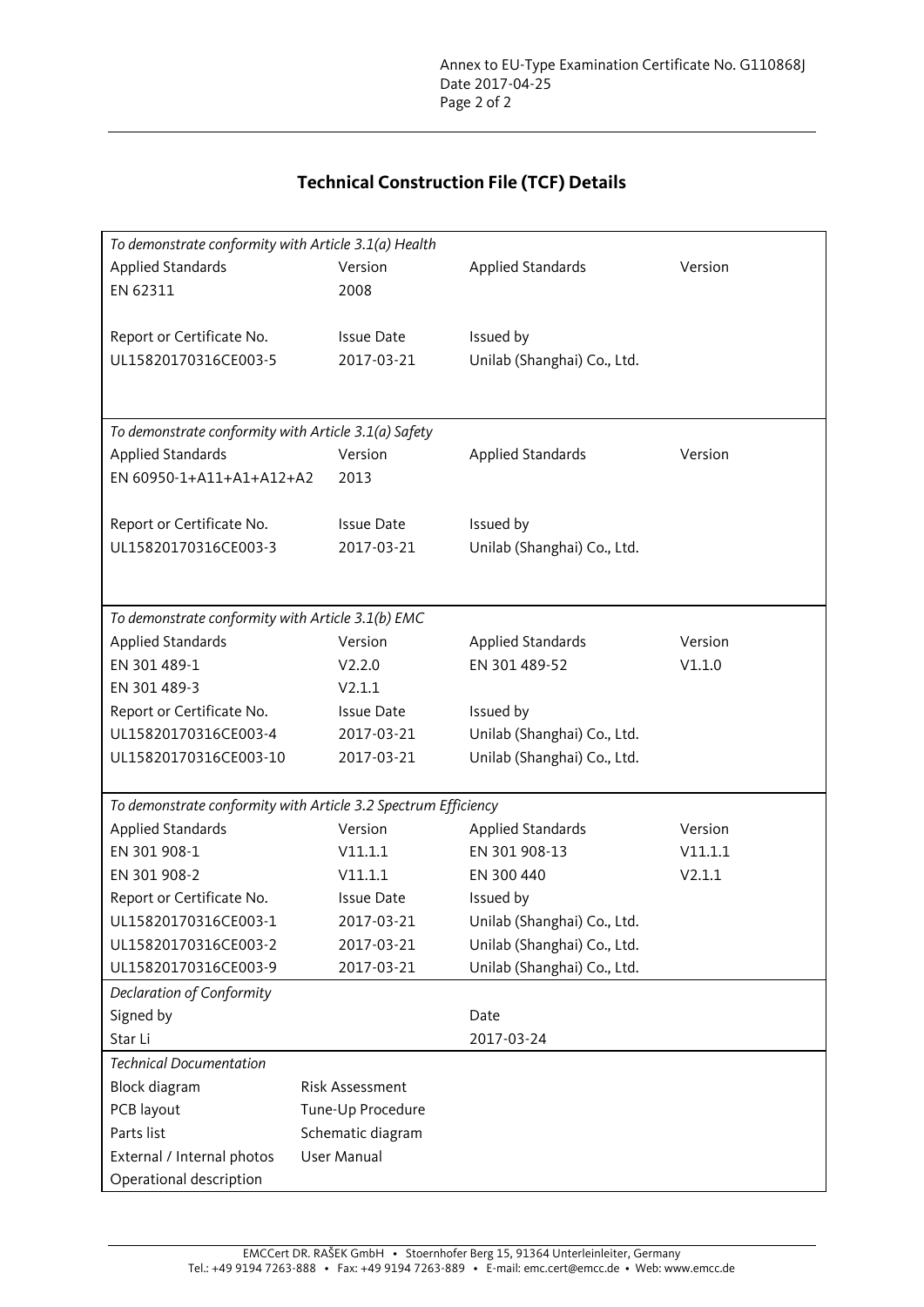Annex to EU-Type Examination Certificate No. G110868J
Date 2017-04-25
Page 2 of 2

## Technical Construction File (TCF) Details

| | | | |
|---|---|---|---|
| *To demonstrate conformity with Article 3.1(a) Health* | | | |
| Applied Standards | Version | Applied Standards | Version |
| EN 62311 | 2008 | | |
| Report or Certificate No. | Issue Date | Issued by | |
| UL15820170316CE003-5 | 2017-03-21 | Unilab (Shanghai) Co., Ltd. | |
| *To demonstrate conformity with Article 3.1(a) Safety* | | | |
| Applied Standards | Version | Applied Standards | Version |
| EN 60950-1+A11+A1+A12+A2 | 2013 | | |
| Report or Certificate No. | Issue Date | Issued by | |
| UL15820170316CE003-3 | 2017-03-21 | Unilab (Shanghai) Co., Ltd. | |
| *To demonstrate conformity with Article 3.1(b) EMC* | | | |
| Applied Standards | Version | Applied Standards | Version |
| EN 301 489-1 | V2.2.0 | EN 301 489-52 | V1.1.0 |
| EN 301 489-3 | V2.1.1 | | |
| Report or Certificate No. | Issue Date | Issued by | |
| UL15820170316CE003-4 | 2017-03-21 | Unilab (Shanghai) Co., Ltd. | |
| UL15820170316CE003-10 | 2017-03-21 | Unilab (Shanghai) Co., Ltd. | |
| *To demonstrate conformity with Article 3.2 Spectrum Efficiency* | | | |
| Applied Standards | Version | Applied Standards | Version |
| EN 301 908-1 | V11.1.1 | EN 301 908-13 | V11.1.1 |
| EN 301 908-2 | V11.1.1 | EN 300 440 | V2.1.1 |
| Report or Certificate No. | Issue Date | Issued by | |
| UL15820170316CE003-1 | 2017-03-21 | Unilab (Shanghai) Co., Ltd. | |
| UL15820170316CE003-2 | 2017-03-21 | Unilab (Shanghai) Co., Ltd. | |
| UL15820170316CE003-9 | 2017-03-21 | Unilab (Shanghai) Co., Ltd. | |
| *Declaration of Conformity* | | | |
| Signed by | | Date | |
| Star Li | | 2017-03-24 | |
| *Technical Documentation* | | | |
| Block diagram | Risk Assessment | | |
| PCB layout | Tune-Up Procedure | | |
| Parts list | Schematic diagram | | |
| External / Internal photos | User Manual | | |
| Operational description | | | |

EMCCert DR. RAŠEK GmbH • Stoernhofer Berg 15, 91364 Unterleinleiter, Germany
Tel.: +49 9194 7263-888 • Fax: +49 9194 7263-889 • E-mail: emc.cert@emcc.de • Web: www.emcc.de